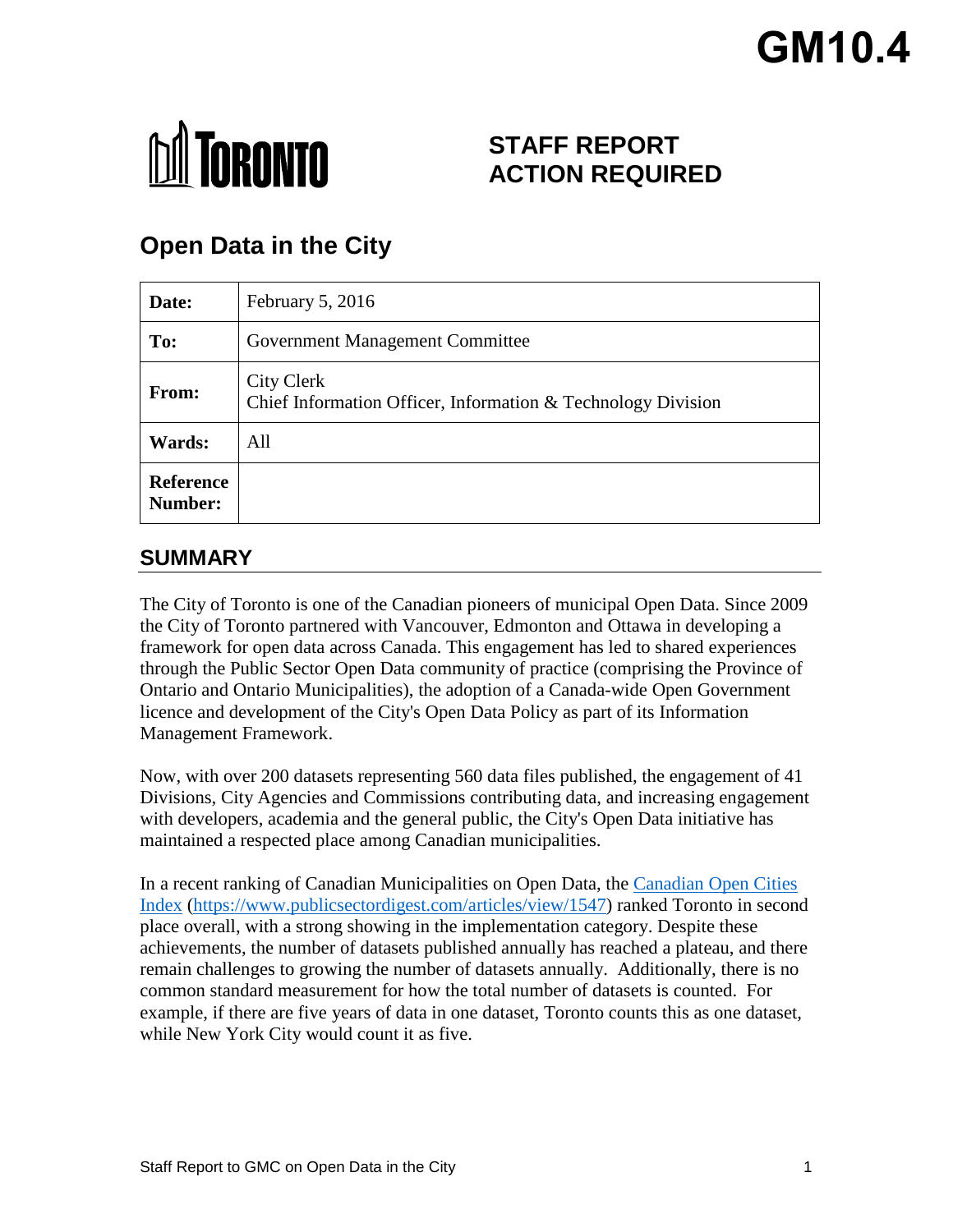# GM10.4

TORONTO

**STAFF REPORT**
**ACTION REQUIRED**

# Open Data in the City

| **Date:** | February 5, 2016 |
| --- | --- |
| **To:** | Government Management Committee |
| **From:** | City Clerk<br>Chief Information Officer, Information & Technology Division |
| **Wards:** | All |
| **Reference Number:** | |

## SUMMARY

The City of Toronto is one of the Canadian pioneers of municipal Open Data. Since 2009 the City of Toronto partnered with Vancouver, Edmonton and Ottawa in developing a framework for open data across Canada. This engagement has led to shared experiences through the Public Sector Open Data community of practice (comprising the Province of Ontario and Ontario Municipalities), the adoption of a Canada-wide Open Government licence and development of the City's Open Data Policy as part of its Information Management Framework.

Now, with over 200 datasets representing 560 data files published, the engagement of 41 Divisions, City Agencies and Commissions contributing data, and increasing engagement with developers, academia and the general public, the City's Open Data initiative has maintained a respected place among Canadian municipalities.

In a recent ranking of Canadian Municipalities on Open Data, the [Canadian Open Cities Index](https://www.publicsectordigest.com/articles/view/1547) (https://www.publicsectordigest.com/articles/view/1547) ranked Toronto in second place overall, with a strong showing in the implementation category. Despite these achievements, the number of datasets published annually has reached a plateau, and there remain challenges to growing the number of datasets annually. Additionally, there is no common standard measurement for how the total number of datasets is counted. For example, if there are five years of data in one dataset, Toronto counts this as one dataset, while New York City would count it as five.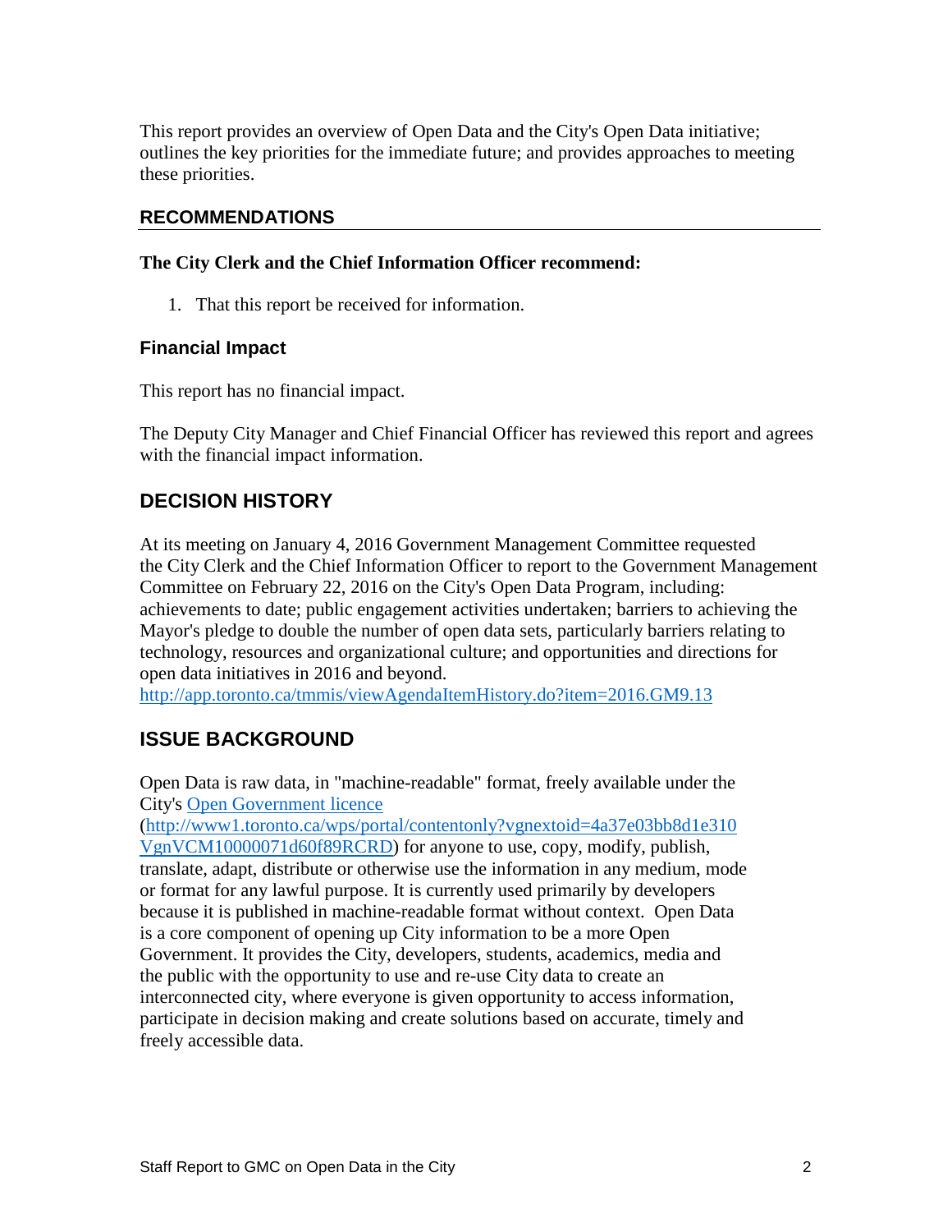This report provides an overview of Open Data and the City's Open Data initiative; outlines the key priorities for the immediate future; and provides approaches to meeting these priorities.

## RECOMMENDATIONS

**The City Clerk and the Chief Information Officer recommend:**

1. That this report be received for information.

### Financial Impact

This report has no financial impact.

The Deputy City Manager and Chief Financial Officer has reviewed this report and agrees with the financial impact information.

## DECISION HISTORY

At its meeting on January 4, 2016 Government Management Committee requested the City Clerk and the Chief Information Officer to report to the Government Management Committee on February 22, 2016 on the City's Open Data Program, including: achievements to date; public engagement activities undertaken; barriers to achieving the Mayor's pledge to double the number of open data sets, particularly barriers relating to technology, resources and organizational culture; and opportunities and directions for open data initiatives in 2016 and beyond.
http://app.toronto.ca/tmmis/viewAgendaItemHistory.do?item=2016.GM9.13

## ISSUE BACKGROUND

Open Data is raw data, in "machine-readable" format, freely available under the City's Open Government licence (http://www1.toronto.ca/wps/portal/contentonly?vgnextoid=4a37e03bb8d1e310VgnVCM10000071d60f89RCRD) for anyone to use, copy, modify, publish, translate, adapt, distribute or otherwise use the information in any medium, mode or format for any lawful purpose. It is currently used primarily by developers because it is published in machine-readable format without context. Open Data is a core component of opening up City information to be a more Open Government. It provides the City, developers, students, academics, media and the public with the opportunity to use and re-use City data to create an interconnected city, where everyone is given opportunity to access information, participate in decision making and create solutions based on accurate, timely and freely accessible data.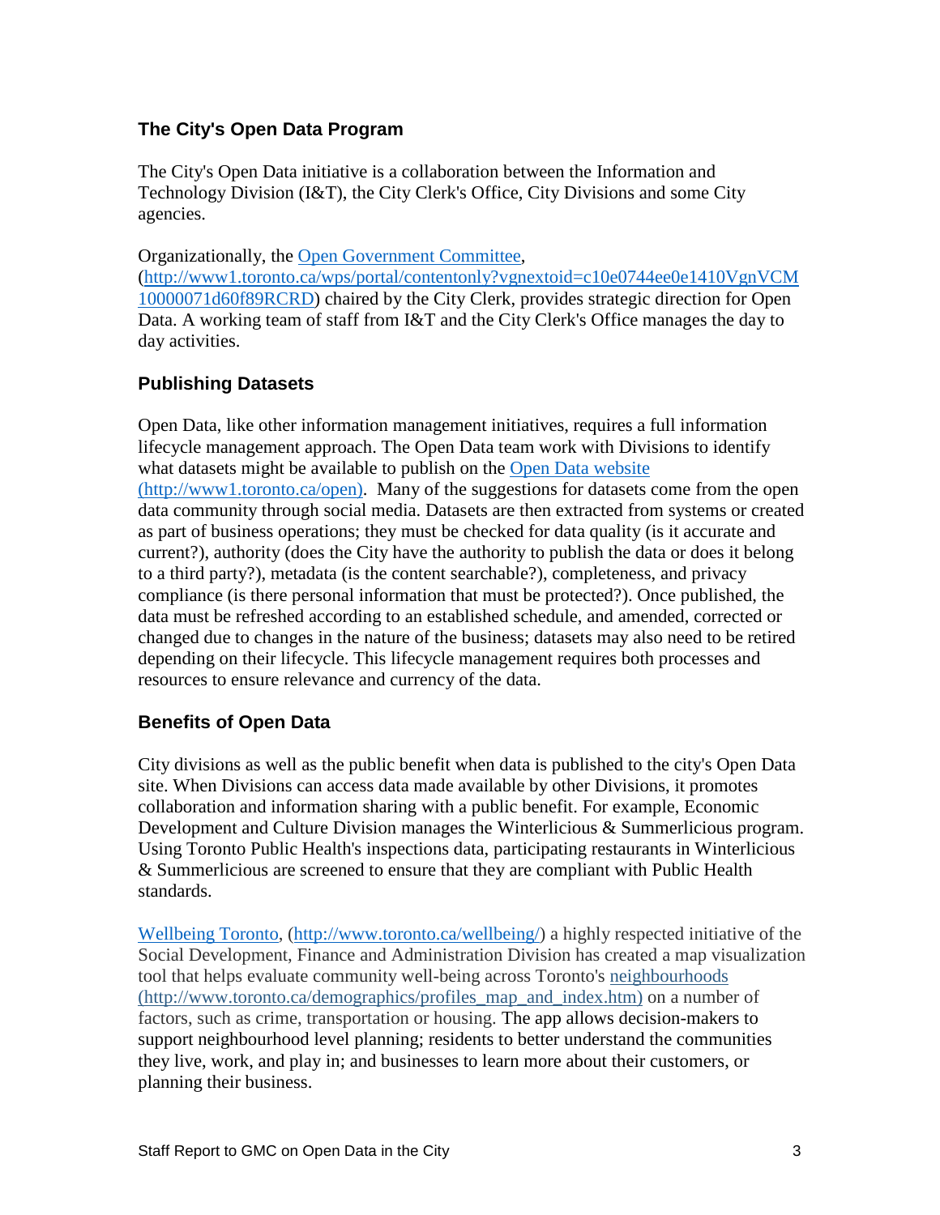## The City's Open Data Program

The City's Open Data initiative is a collaboration between the Information and Technology Division (I&T), the City Clerk's Office, City Divisions and some City agencies.

Organizationally, the [Open Government Committee](http://www1.toronto.ca/wps/portal/contentonly?vgnextoid=c10e0744ee0e1410VgnVCM10000071d60f89RCRD), (http://www1.toronto.ca/wps/portal/contentonly?vgnextoid=c10e0744ee0e1410VgnVCM10000071d60f89RCRD) chaired by the City Clerk, provides strategic direction for Open Data. A working team of staff from I&T and the City Clerk's Office manages the day to day activities.

## Publishing Datasets

Open Data, like other information management initiatives, requires a full information lifecycle management approach. The Open Data team work with Divisions to identify what datasets might be available to publish on the [Open Data website (http://www1.toronto.ca/open)](http://www1.toronto.ca/open). Many of the suggestions for datasets come from the open data community through social media. Datasets are then extracted from systems or created as part of business operations; they must be checked for data quality (is it accurate and current?), authority (does the City have the authority to publish the data or does it belong to a third party?), metadata (is the content searchable?), completeness, and privacy compliance (is there personal information that must be protected?). Once published, the data must be refreshed according to an established schedule, and amended, corrected or changed due to changes in the nature of the business; datasets may also need to be retired depending on their lifecycle. This lifecycle management requires both processes and resources to ensure relevance and currency of the data.

## Benefits of Open Data

City divisions as well as the public benefit when data is published to the city's Open Data site. When Divisions can access data made available by other Divisions, it promotes collaboration and information sharing with a public benefit. For example, Economic Development and Culture Division manages the Winterlicious & Summerlicious program. Using Toronto Public Health's inspections data, participating restaurants in Winterlicious & Summerlicious are screened to ensure that they are compliant with Public Health standards.

[Wellbeing Toronto](http://www.toronto.ca/wellbeing/), (http://www.toronto.ca/wellbeing/) a highly respected initiative of the Social Development, Finance and Administration Division has created a map visualization tool that helps evaluate community well-being across Toronto's [neighbourhoods (http://www.toronto.ca/demographics/profiles_map_and_index.htm)](http://www.toronto.ca/demographics/profiles_map_and_index.htm) on a number of factors, such as crime, transportation or housing. The app allows decision-makers to support neighbourhood level planning; residents to better understand the communities they live, work, and play in; and businesses to learn more about their customers, or planning their business.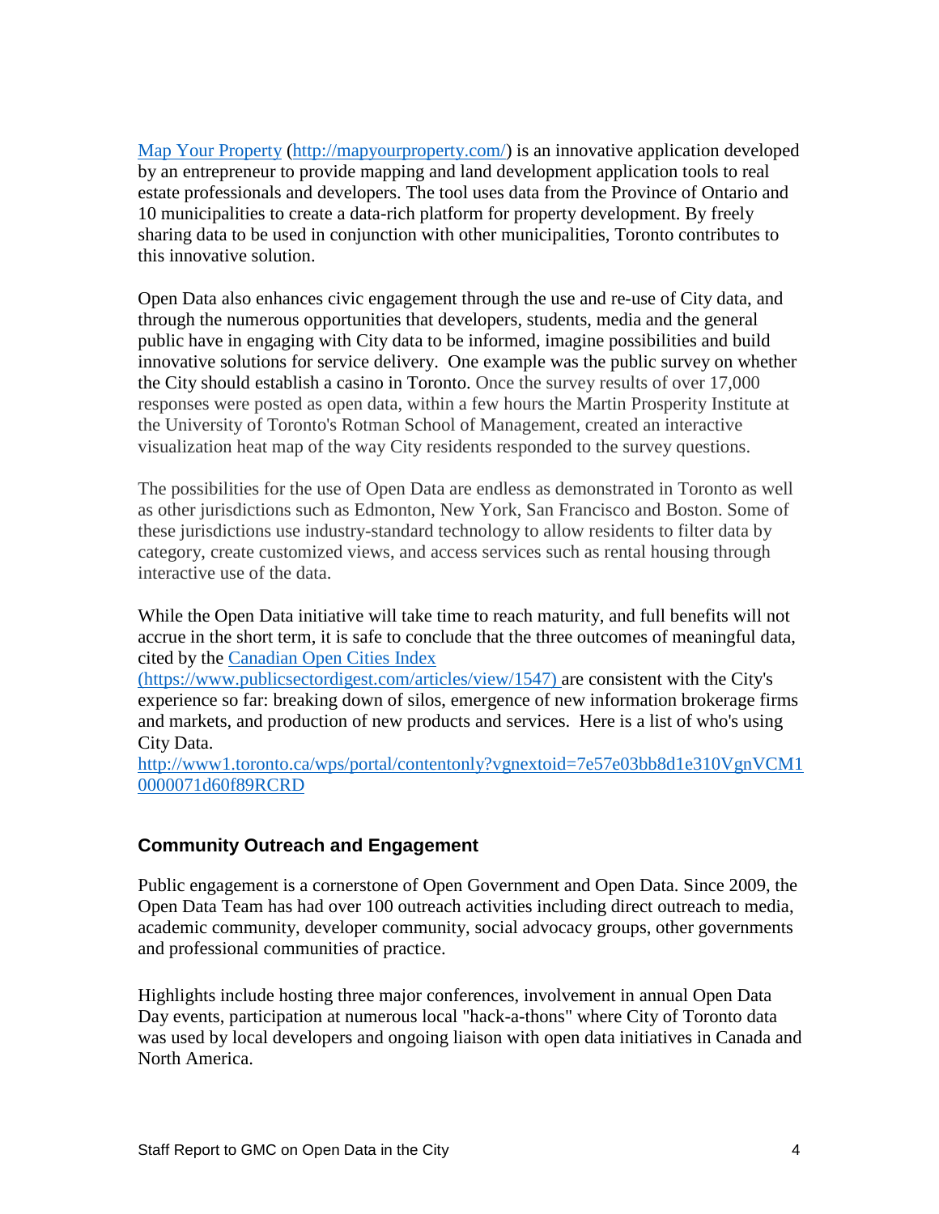[Map Your Property](http://mapyourproperty.com/) (http://mapyourproperty.com/) is an innovative application developed by an entrepreneur to provide mapping and land development application tools to real estate professionals and developers. The tool uses data from the Province of Ontario and 10 municipalities to create a data-rich platform for property development. By freely sharing data to be used in conjunction with other municipalities, Toronto contributes to this innovative solution.

Open Data also enhances civic engagement through the use and re-use of City data, and through the numerous opportunities that developers, students, media and the general public have in engaging with City data to be informed, imagine possibilities and build innovative solutions for service delivery. One example was the public survey on whether the City should establish a casino in Toronto. Once the survey results of over 17,000 responses were posted as open data, within a few hours the Martin Prosperity Institute at the University of Toronto's Rotman School of Management, created an interactive visualization heat map of the way City residents responded to the survey questions.

The possibilities for the use of Open Data are endless as demonstrated in Toronto as well as other jurisdictions such as Edmonton, New York, San Francisco and Boston. Some of these jurisdictions use industry-standard technology to allow residents to filter data by category, create customized views, and access services such as rental housing through interactive use of the data.

While the Open Data initiative will take time to reach maturity, and full benefits will not accrue in the short term, it is safe to conclude that the three outcomes of meaningful data, cited by the [Canadian Open Cities Index (https://www.publicsectordigest.com/articles/view/1547)](https://www.publicsectordigest.com/articles/view/1547) are consistent with the City's experience so far: breaking down of silos, emergence of new information brokerage firms and markets, and production of new products and services. Here is a list of who's using City Data.
http://www1.toronto.ca/wps/portal/contentonly?vgnextoid=7e57e03bb8d1e310VgnVCM10000071d60f89RCRD

### Community Outreach and Engagement

Public engagement is a cornerstone of Open Government and Open Data. Since 2009, the Open Data Team has had over 100 outreach activities including direct outreach to media, academic community, developer community, social advocacy groups, other governments and professional communities of practice.

Highlights include hosting three major conferences, involvement in annual Open Data Day events, participation at numerous local "hack-a-thons" where City of Toronto data was used by local developers and ongoing liaison with open data initiatives in Canada and North America.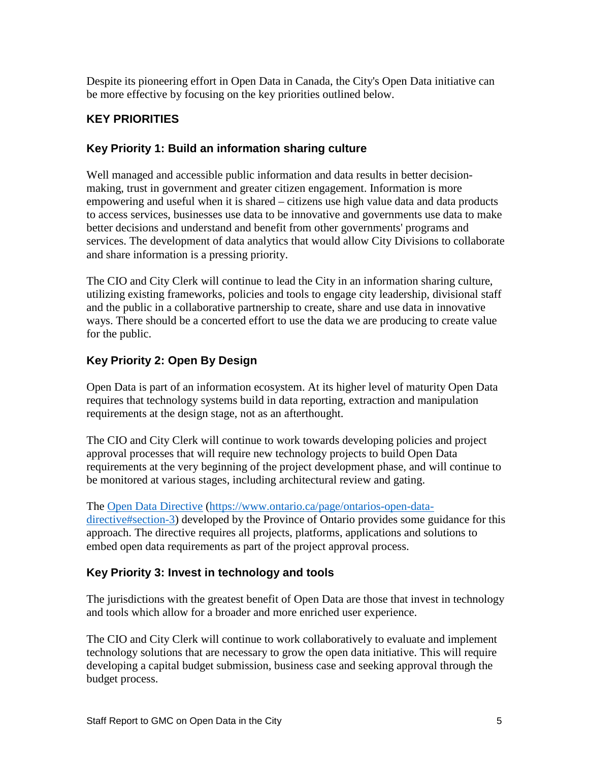Despite its pioneering effort in Open Data in Canada, the City's Open Data initiative can be more effective by focusing on the key priorities outlined below.

## KEY PRIORITIES

### Key Priority 1: Build an information sharing culture

Well managed and accessible public information and data results in better decision-making, trust in government and greater citizen engagement. Information is more empowering and useful when it is shared – citizens use high value data and data products to access services, businesses use data to be innovative and governments use data to make better decisions and understand and benefit from other governments' programs and services. The development of data analytics that would allow City Divisions to collaborate and share information is a pressing priority.

The CIO and City Clerk will continue to lead the City in an information sharing culture, utilizing existing frameworks, policies and tools to engage city leadership, divisional staff and the public in a collaborative partnership to create, share and use data in innovative ways. There should be a concerted effort to use the data we are producing to create value for the public.

### Key Priority 2: Open By Design

Open Data is part of an information ecosystem. At its higher level of maturity Open Data requires that technology systems build in data reporting, extraction and manipulation requirements at the design stage, not as an afterthought.

The CIO and City Clerk will continue to work towards developing policies and project approval processes that will require new technology projects to build Open Data requirements at the very beginning of the project development phase, and will continue to be monitored at various stages, including architectural review and gating.

The [Open Data Directive](https://www.ontario.ca/page/ontarios-open-data-directive#section-3) ([https://www.ontario.ca/page/ontarios-open-data-directive#section-3](https://www.ontario.ca/page/ontarios-open-data-directive#section-3)) developed by the Province of Ontario provides some guidance for this approach. The directive requires all projects, platforms, applications and solutions to embed open data requirements as part of the project approval process.

### Key Priority 3: Invest in technology and tools

The jurisdictions with the greatest benefit of Open Data are those that invest in technology and tools which allow for a broader and more enriched user experience.

The CIO and City Clerk will continue to work collaboratively to evaluate and implement technology solutions that are necessary to grow the open data initiative. This will require developing a capital budget submission, business case and seeking approval through the budget process.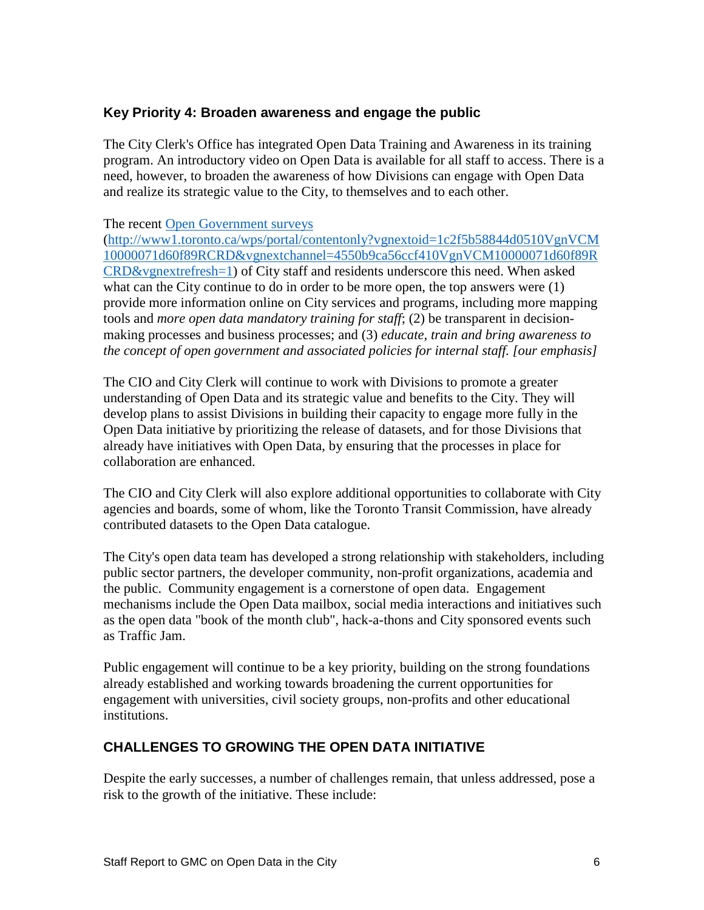## Key Priority 4: Broaden awareness and engage the public

The City Clerk's Office has integrated Open Data Training and Awareness in its training program. An introductory video on Open Data is available for all staff to access. There is a need, however, to broaden the awareness of how Divisions can engage with Open Data and realize its strategic value to the City, to themselves and to each other.

The recent [Open Government surveys](http://www1.toronto.ca/wps/portal/contentonly?vgnextoid=1c2f5b58844d0510VgnVCM10000071d60f89RCRD&vgnextchannel=4550b9ca56ccf410VgnVCM10000071d60f89RCRD&vgnextrefresh=1) (http://www1.toronto.ca/wps/portal/contentonly?vgnextoid=1c2f5b58844d0510VgnVCM10000071d60f89RCRD&vgnextchannel=4550b9ca56ccf410VgnVCM10000071d60f89RCRD&vgnextrefresh=1) of City staff and residents underscore this need. When asked what can the City continue to do in order to be more open, the top answers were (1) provide more information online on City services and programs, including more mapping tools and *more open data mandatory training for staff*; (2) be transparent in decision-making processes and business processes; and (3) *educate, train and bring awareness to the concept of open government and associated policies for internal staff. [our emphasis]*

The CIO and City Clerk will continue to work with Divisions to promote a greater understanding of Open Data and its strategic value and benefits to the City. They will develop plans to assist Divisions in building their capacity to engage more fully in the Open Data initiative by prioritizing the release of datasets, and for those Divisions that already have initiatives with Open Data, by ensuring that the processes in place for collaboration are enhanced.

The CIO and City Clerk will also explore additional opportunities to collaborate with City agencies and boards, some of whom, like the Toronto Transit Commission, have already contributed datasets to the Open Data catalogue.

The City's open data team has developed a strong relationship with stakeholders, including public sector partners, the developer community, non-profit organizations, academia and the public. Community engagement is a cornerstone of open data. Engagement mechanisms include the Open Data mailbox, social media interactions and initiatives such as the open data "book of the month club", hack-a-thons and City sponsored events such as Traffic Jam.

Public engagement will continue to be a key priority, building on the strong foundations already established and working towards broadening the current opportunities for engagement with universities, civil society groups, non-profits and other educational institutions.

## CHALLENGES TO GROWING THE OPEN DATA INITIATIVE

Despite the early successes, a number of challenges remain, that unless addressed, pose a risk to the growth of the initiative. These include: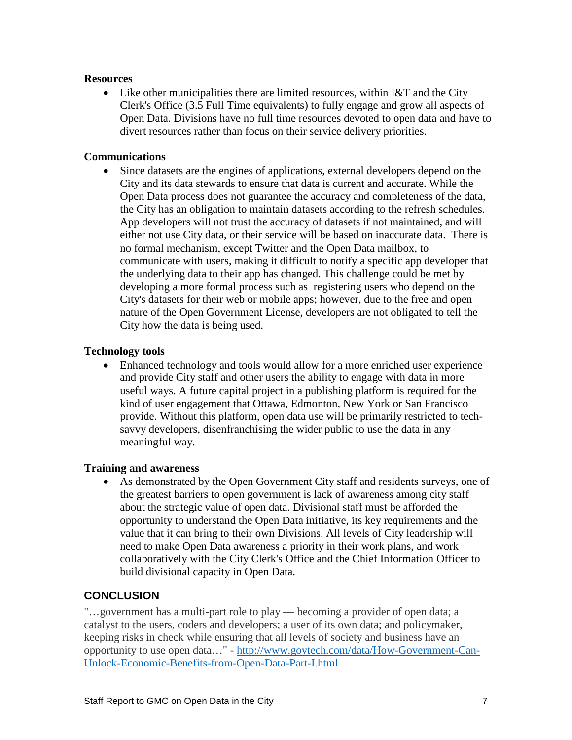**Resources**

- Like other municipalities there are limited resources, within I&T and the City Clerk's Office (3.5 Full Time equivalents) to fully engage and grow all aspects of Open Data. Divisions have no full time resources devoted to open data and have to divert resources rather than focus on their service delivery priorities.

**Communications**

- Since datasets are the engines of applications, external developers depend on the City and its data stewards to ensure that data is current and accurate. While the Open Data process does not guarantee the accuracy and completeness of the data, the City has an obligation to maintain datasets according to the refresh schedules. App developers will not trust the accuracy of datasets if not maintained, and will either not use City data, or their service will be based on inaccurate data. There is no formal mechanism, except Twitter and the Open Data mailbox, to communicate with users, making it difficult to notify a specific app developer that the underlying data to their app has changed. This challenge could be met by developing a more formal process such as registering users who depend on the City's datasets for their web or mobile apps; however, due to the free and open nature of the Open Government License, developers are not obligated to tell the City how the data is being used.

**Technology tools**

- Enhanced technology and tools would allow for a more enriched user experience and provide City staff and other users the ability to engage with data in more useful ways. A future capital project in a publishing platform is required for the kind of user engagement that Ottawa, Edmonton, New York or San Francisco provide. Without this platform, open data use will be primarily restricted to tech-savvy developers, disenfranchising the wider public to use the data in any meaningful way.

**Training and awareness**

- As demonstrated by the Open Government City staff and residents surveys, one of the greatest barriers to open government is lack of awareness among city staff about the strategic value of open data. Divisional staff must be afforded the opportunity to understand the Open Data initiative, its key requirements and the value that it can bring to their own Divisions. All levels of City leadership will need to make Open Data awareness a priority in their work plans, and work collaboratively with the City Clerk's Office and the Chief Information Officer to build divisional capacity in Open Data.

## CONCLUSION

"…government has a multi-part role to play — becoming a provider of open data; a catalyst to the users, coders and developers; a user of its own data; and policymaker, keeping risks in check while ensuring that all levels of society and business have an opportunity to use open data…" - [http://www.govtech.com/data/How-Government-Can-Unlock-Economic-Benefits-from-Open-Data-Part-I.html](http://www.govtech.com/data/How-Government-Can-Unlock-Economic-Benefits-from-Open-Data-Part-I.html)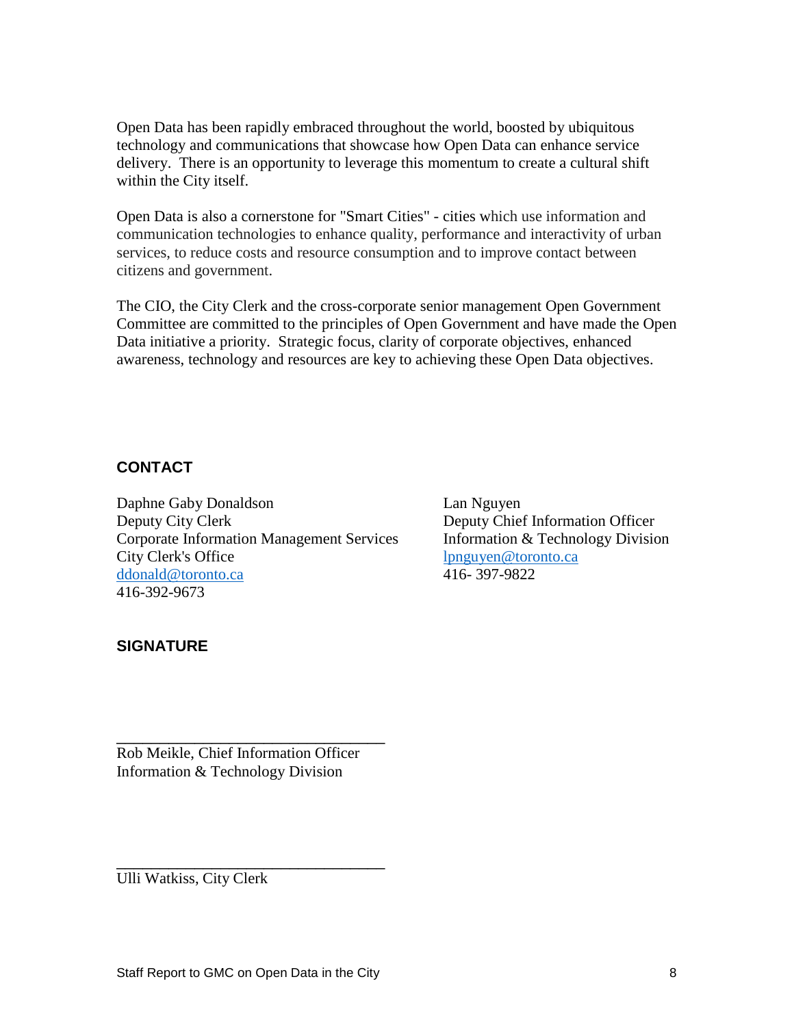Open Data has been rapidly embraced throughout the world, boosted by ubiquitous technology and communications that showcase how Open Data can enhance service delivery. There is an opportunity to leverage this momentum to create a cultural shift within the City itself.

Open Data is also a cornerstone for "Smart Cities" - cities which use information and communication technologies to enhance quality, performance and interactivity of urban services, to reduce costs and resource consumption and to improve contact between citizens and government.

The CIO, the City Clerk and the cross-corporate senior management Open Government Committee are committed to the principles of Open Government and have made the Open Data initiative a priority. Strategic focus, clarity of corporate objectives, enhanced awareness, technology and resources are key to achieving these Open Data objectives.

## CONTACT

Daphne Gaby Donaldson
Deputy City Clerk
Corporate Information Management Services
City Clerk's Office
ddonald@toronto.ca
416-392-9673

Lan Nguyen
Deputy Chief Information Officer
Information & Technology Division
lpnguyen@toronto.ca
416- 397-9822

## SIGNATURE

_______________________________
Rob Meikle, Chief Information Officer
Information & Technology Division

_______________________________
Ulli Watkiss, City Clerk